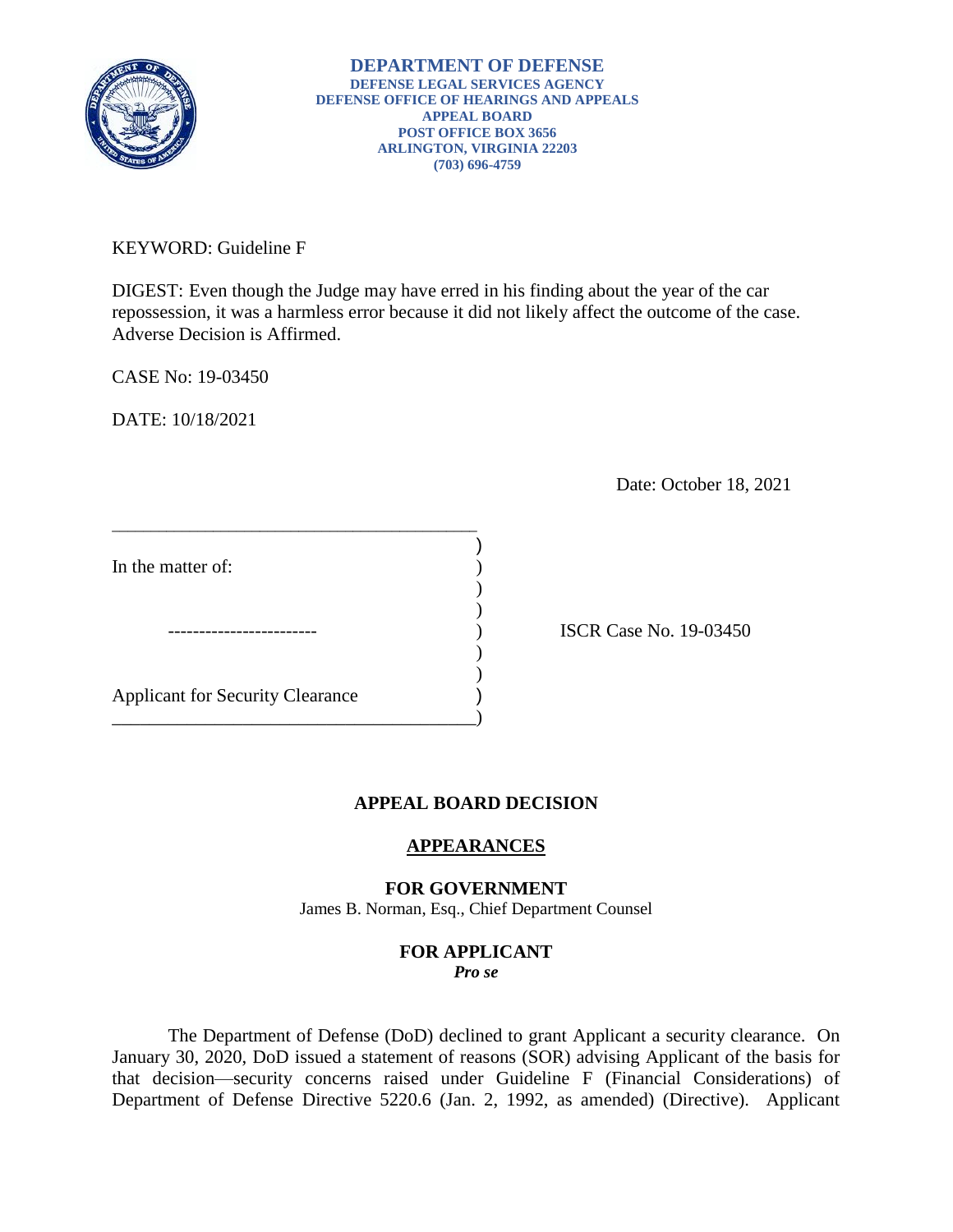**DEPARTMENT OF DEFENSE**
**DEFENSE LEGAL SERVICES AGENCY**
**DEFENSE OFFICE OF HEARINGS AND APPEALS**
**APPEAL BOARD**
**POST OFFICE BOX 3656**
**ARLINGTON, VIRGINIA 22203**
**(703) 696-4759**

KEYWORD: Guideline F

DIGEST: Even though the Judge may have erred in his finding about the year of the car repossession, it was a harmless error because it did not likely affect the outcome of the case. Adverse Decision is Affirmed.

CASE No: 19-03450

DATE: 10/18/2021

Date: October 18, 2021

| | |
|---|---|
| In the matter of: | |
| ------------------------ | ISCR Case No. 19-03450 |
| Applicant for Security Clearance | |

## APPEAL BOARD DECISION

### APPEARANCES

**FOR GOVERNMENT**
James B. Norman, Esq., Chief Department Counsel

**FOR APPLICANT**
***Pro se***

The Department of Defense (DoD) declined to grant Applicant a security clearance. On January 30, 2020, DoD issued a statement of reasons (SOR) advising Applicant of the basis for that decision—security concerns raised under Guideline F (Financial Considerations) of Department of Defense Directive 5220.6 (Jan. 2, 1992, as amended) (Directive). Applicant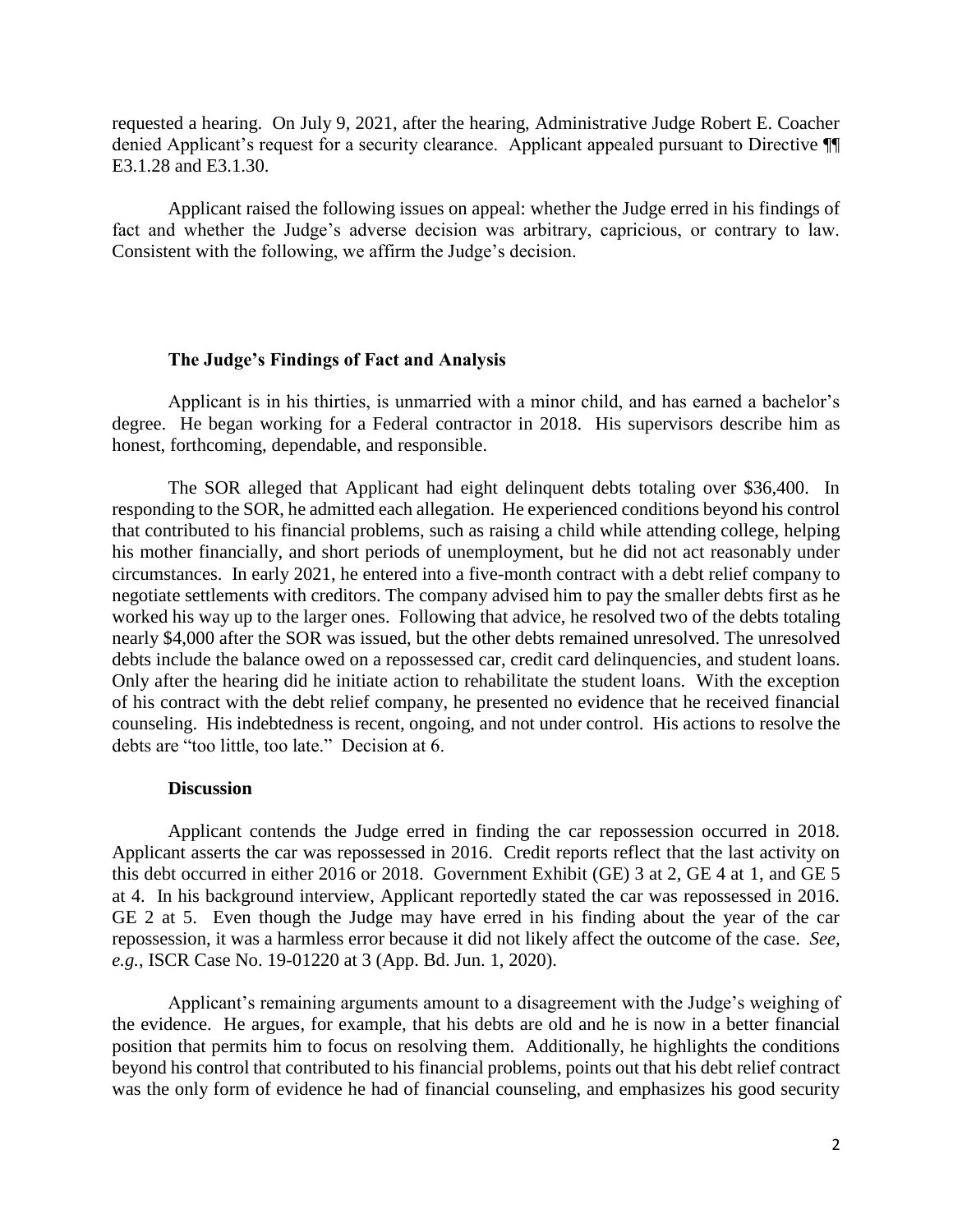requested a hearing. On July 9, 2021, after the hearing, Administrative Judge Robert E. Coacher denied Applicant's request for a security clearance. Applicant appealed pursuant to Directive ¶¶ E3.1.28 and E3.1.30.

Applicant raised the following issues on appeal: whether the Judge erred in his findings of fact and whether the Judge's adverse decision was arbitrary, capricious, or contrary to law. Consistent with the following, we affirm the Judge's decision.

### The Judge's Findings of Fact and Analysis

Applicant is in his thirties, is unmarried with a minor child, and has earned a bachelor's degree. He began working for a Federal contractor in 2018. His supervisors describe him as honest, forthcoming, dependable, and responsible.

The SOR alleged that Applicant had eight delinquent debts totaling over \$36,400. In responding to the SOR, he admitted each allegation. He experienced conditions beyond his control that contributed to his financial problems, such as raising a child while attending college, helping his mother financially, and short periods of unemployment, but he did not act reasonably under circumstances. In early 2021, he entered into a five-month contract with a debt relief company to negotiate settlements with creditors. The company advised him to pay the smaller debts first as he worked his way up to the larger ones. Following that advice, he resolved two of the debts totaling nearly \$4,000 after the SOR was issued, but the other debts remained unresolved. The unresolved debts include the balance owed on a repossessed car, credit card delinquencies, and student loans. Only after the hearing did he initiate action to rehabilitate the student loans. With the exception of his contract with the debt relief company, he presented no evidence that he received financial counseling. His indebtedness is recent, ongoing, and not under control. His actions to resolve the debts are "too little, too late." Decision at 6.

### Discussion

Applicant contends the Judge erred in finding the car repossession occurred in 2018. Applicant asserts the car was repossessed in 2016. Credit reports reflect that the last activity on this debt occurred in either 2016 or 2018. Government Exhibit (GE) 3 at 2, GE 4 at 1, and GE 5 at 4. In his background interview, Applicant reportedly stated the car was repossessed in 2016. GE 2 at 5. Even though the Judge may have erred in his finding about the year of the car repossession, it was a harmless error because it did not likely affect the outcome of the case. *See, e.g.*, ISCR Case No. 19-01220 at 3 (App. Bd. Jun. 1, 2020).

Applicant's remaining arguments amount to a disagreement with the Judge's weighing of the evidence. He argues, for example, that his debts are old and he is now in a better financial position that permits him to focus on resolving them. Additionally, he highlights the conditions beyond his control that contributed to his financial problems, points out that his debt relief contract was the only form of evidence he had of financial counseling, and emphasizes his good security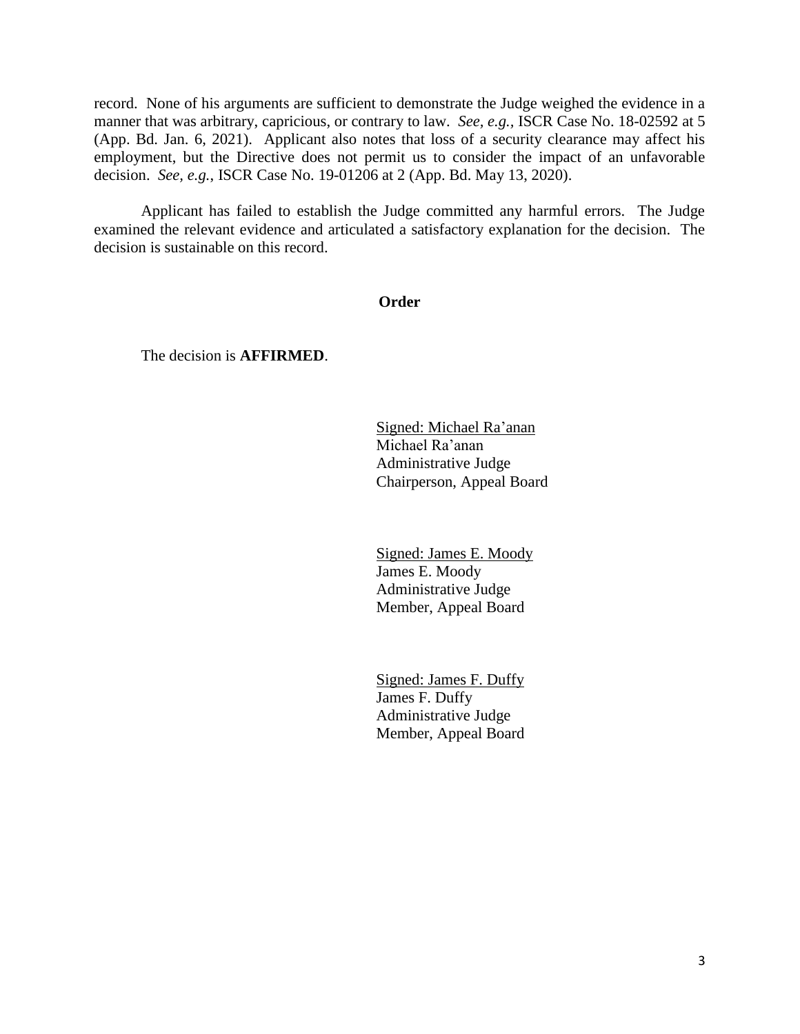record. None of his arguments are sufficient to demonstrate the Judge weighed the evidence in a manner that was arbitrary, capricious, or contrary to law. *See, e.g.*, ISCR Case No. 18-02592 at 5 (App. Bd. Jan. 6, 2021). Applicant also notes that loss of a security clearance may affect his employment, but the Directive does not permit us to consider the impact of an unfavorable decision. *See, e.g.*, ISCR Case No. 19-01206 at 2 (App. Bd. May 13, 2020).

Applicant has failed to establish the Judge committed any harmful errors. The Judge examined the relevant evidence and articulated a satisfactory explanation for the decision. The decision is sustainable on this record.

**Order**

The decision is **AFFIRMED**.

Signed: Michael Ra'anan
Michael Ra'anan
Administrative Judge
Chairperson, Appeal Board

Signed: James E. Moody
James E. Moody
Administrative Judge
Member, Appeal Board

Signed: James F. Duffy
James F. Duffy
Administrative Judge
Member, Appeal Board